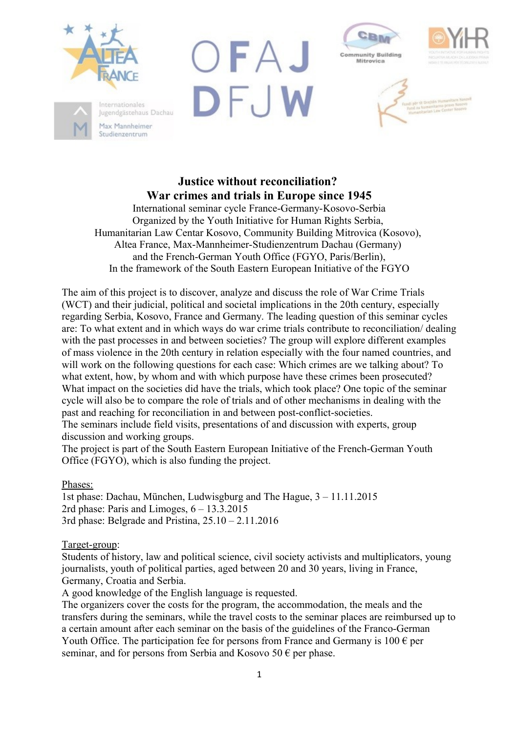**Justice without reconciliation?**
**War crimes and trials in Europe since 1945**

International seminar cycle France-Germany-Kosovo-Serbia
Organized by the Youth Initiative for Human Rights Serbia,
Humanitarian Law Centar Kosovo, Community Building Mitrovica (Kosovo),
Altea France, Max-Mannheimer-Studienzentrum Dachau (Germany)
and the French-German Youth Office (FGYO, Paris/Berlin),
In the framework of the South Eastern European Initiative of the FGYO

The aim of this project is to discover, analyze and discuss the role of War Crime Trials (WCT) and their judicial, political and societal implications in the 20th century, especially regarding Serbia, Kosovo, France and Germany. The leading question of this seminar cycles are: To what extent and in which ways do war crime trials contribute to reconciliation/ dealing with the past processes in and between societies? The group will explore different examples of mass violence in the 20th century in relation especially with the four named countries, and will work on the following questions for each case: Which crimes are we talking about? To what extent, how, by whom and with which purpose have these crimes been prosecuted? What impact on the societies did have the trials, which took place? One topic of the seminar cycle will also be to compare the role of trials and of other mechanisms in dealing with the past and reaching for reconciliation in and between post-conflict-societies.
The seminars include field visits, presentations of and discussion with experts, group discussion and working groups.
The project is part of the South Eastern European Initiative of the French-German Youth Office (FGYO), which is also funding the project.

Phases:
1st phase: Dachau, München, Ludwisgburg and The Hague, 3 – 11.11.2015
2rd phase: Paris and Limoges, 6 – 13.3.2015
3rd phase: Belgrade and Pristina, 25.10 – 2.11.2016

Target-group:
Students of history, law and political science, civil society activists and multiplicators, young journalists, youth of political parties, aged between 20 and 30 years, living in France, Germany, Croatia and Serbia.
A good knowledge of the English language is requested.
The organizers cover the costs for the program, the accommodation, the meals and the transfers during the seminars, while the travel costs to the seminar places are reimbursed up to a certain amount after each seminar on the basis of the guidelines of the Franco-German Youth Office. The participation fee for persons from France and Germany is 100 € per seminar, and for persons from Serbia and Kosovo 50 € per phase.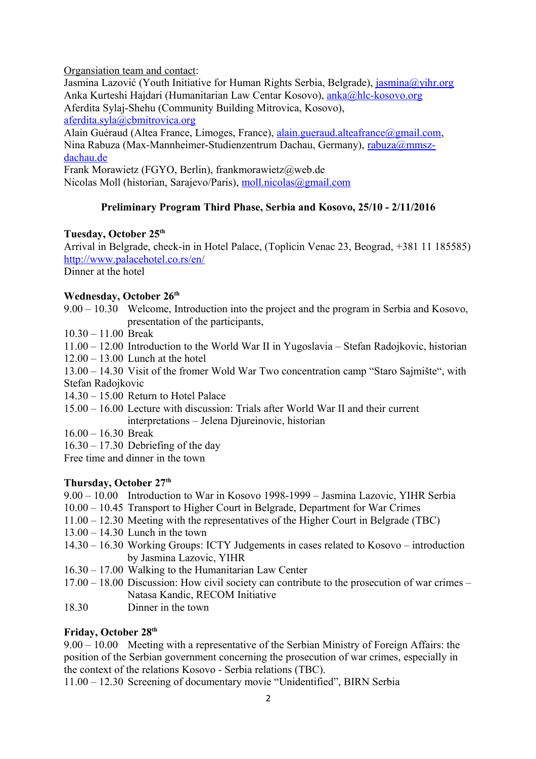Organsiation team and contact:
Jasmina Lazović (Youth Initiative for Human Rights Serbia, Belgrade), jasmina@yihr.org
Anka Kurteshi Hajdari (Humanitarian Law Centar Kosovo), anka@hlc-kosovo.org
Aferdita Sylaj-Shehu (Community Building Mitrovica, Kosovo), aferdita.syla@cbmitrovica.org
Alain Guéraud (Altea France, Limoges, France), alain.gueraud.alteafrance@gmail.com,
Nina Rabuza (Max-Mannheimer-Studienzentrum Dachau, Germany), rabuza@mmsz-dachau.de
Frank Morawietz (FGYO, Berlin), frankmorawietz@web.de
Nicolas Moll (historian, Sarajevo/Paris), moll.nicolas@gmail.com

**Preliminary Program Third Phase, Serbia and Kosovo, 25/10 - 2/11/2016**

**Tuesday, October 25th**
Arrival in Belgrade, check-in in Hotel Palace, (Toplicin Venac 23, Beograd, +381 11 185585) http://www.palacehotel.co.rs/en/
Dinner at the hotel

**Wednesday, October 26th**
9.00 – 10.30 Welcome, Introduction into the project and the program in Serbia and Kosovo, presentation of the participants,
10.30 – 11.00 Break
11.00 – 12.00 Introduction to the World War II in Yugoslavia – Stefan Radojkovic, historian
12.00 – 13.00 Lunch at the hotel
13.00 – 14.30 Visit of the fromer Wold War Two concentration camp "Staro Sajmište", with Stefan Radojkovic
14.30 – 15.00 Return to Hotel Palace
15.00 – 16.00 Lecture with discussion: Trials after World War II and their current interpretations – Jelena Djureinovic, historian
16.00 – 16.30 Break
16.30 – 17.30 Debriefing of the day
Free time and dinner in the town

**Thursday, October 27th**
9.00 – 10.00 Introduction to War in Kosovo 1998-1999 – Jasmina Lazovic, YIHR Serbia
10.00 – 10.45 Transport to Higher Court in Belgrade, Department for War Crimes
11.00 – 12.30 Meeting with the representatives of the Higher Court in Belgrade (TBC)
13.00 – 14.30 Lunch in the town
14.30 – 16.30 Working Groups: ICTY Judgements in cases related to Kosovo – introduction by Jasmina Lazovic, YIHR
16.30 – 17.00 Walking to the Humanitarian Law Center
17.00 – 18.00 Discussion: How civil society can contribute to the prosecution of war crimes – Natasa Kandic, RECOM Initiative
18.30 Dinner in the town

**Friday, October 28th**
9.00 – 10.00 Meeting with a representative of the Serbian Ministry of Foreign Affairs: the position of the Serbian government concerning the prosecution of war crimes, especially in the context of the relations Kosovo - Serbia relations (TBC).
11.00 – 12.30 Screening of documentary movie "Unidentified", BIRN Serbia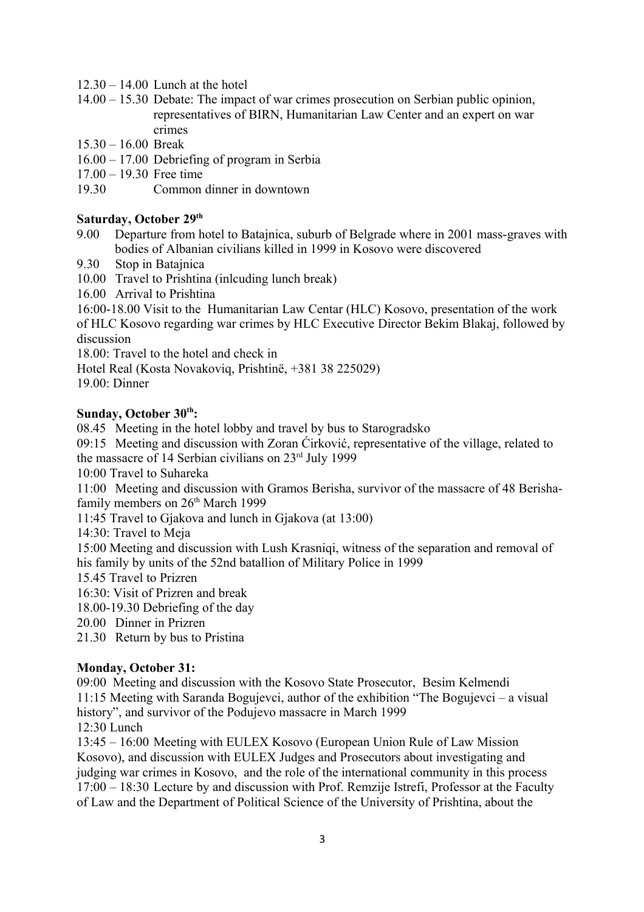12.30 – 14.00 Lunch at the hotel
14.00 – 15.30 Debate: The impact of war crimes prosecution on Serbian public opinion, representatives of BIRN, Humanitarian Law Center and an expert on war crimes
15.30 – 16.00 Break
16.00 – 17.00 Debriefing of program in Serbia
17.00 – 19.30 Free time
19.30 Common dinner in downtown

**Saturday, October 29th**

9.00 Departure from hotel to Batajnica, suburb of Belgrade where in 2001 mass-graves with bodies of Albanian civilians killed in 1999 in Kosovo were discovered
9.30 Stop in Batajnica
10.00 Travel to Prishtina (inlcuding lunch break)
16.00 Arrival to Prishtina
16:00-18.00 Visit to the Humanitarian Law Centar (HLC) Kosovo, presentation of the work of HLC Kosovo regarding war crimes by HLC Executive Director Bekim Blakaj, followed by discussion
18.00: Travel to the hotel and check in
Hotel Real (Kosta Novakoviq, Prishtinë, +381 38 225029)
19.00: Dinner

**Sunday, October 30th:**

08.45 Meeting in the hotel lobby and travel by bus to Starogradsko
09:15 Meeting and discussion with Zoran Ćirković, representative of the village, related to the massacre of 14 Serbian civilians on 23rd July 1999
10:00 Travel to Suhareka
11:00 Meeting and discussion with Gramos Berisha, survivor of the massacre of 48 Berisha-family members on 26th March 1999
11:45 Travel to Gjakova and lunch in Gjakova (at 13:00)
14:30: Travel to Meja
15:00 Meeting and discussion with Lush Krasniqi, witness of the separation and removal of his family by units of the 52nd batallion of Military Police in 1999
15.45 Travel to Prizren
16:30: Visit of Prizren and break
18.00-19.30 Debriefing of the day
20.00 Dinner in Prizren
21.30 Return by bus to Pristina

**Monday, October 31:**

09:00 Meeting and discussion with the Kosovo State Prosecutor, Besim Kelmendi
11:15 Meeting with Saranda Bogujevci, author of the exhibition "The Bogujevci – a visual history", and survivor of the Podujevo massacre in March 1999
12:30 Lunch
13:45 – 16:00 Meeting with EULEX Kosovo (European Union Rule of Law Mission Kosovo), and discussion with EULEX Judges and Prosecutors about investigating and judging war crimes in Kosovo, and the role of the international community in this process
17:00 – 18:30 Lecture by and discussion with Prof. Remzije Istrefi, Professor at the Faculty of Law and the Department of Political Science of the University of Prishtina, about the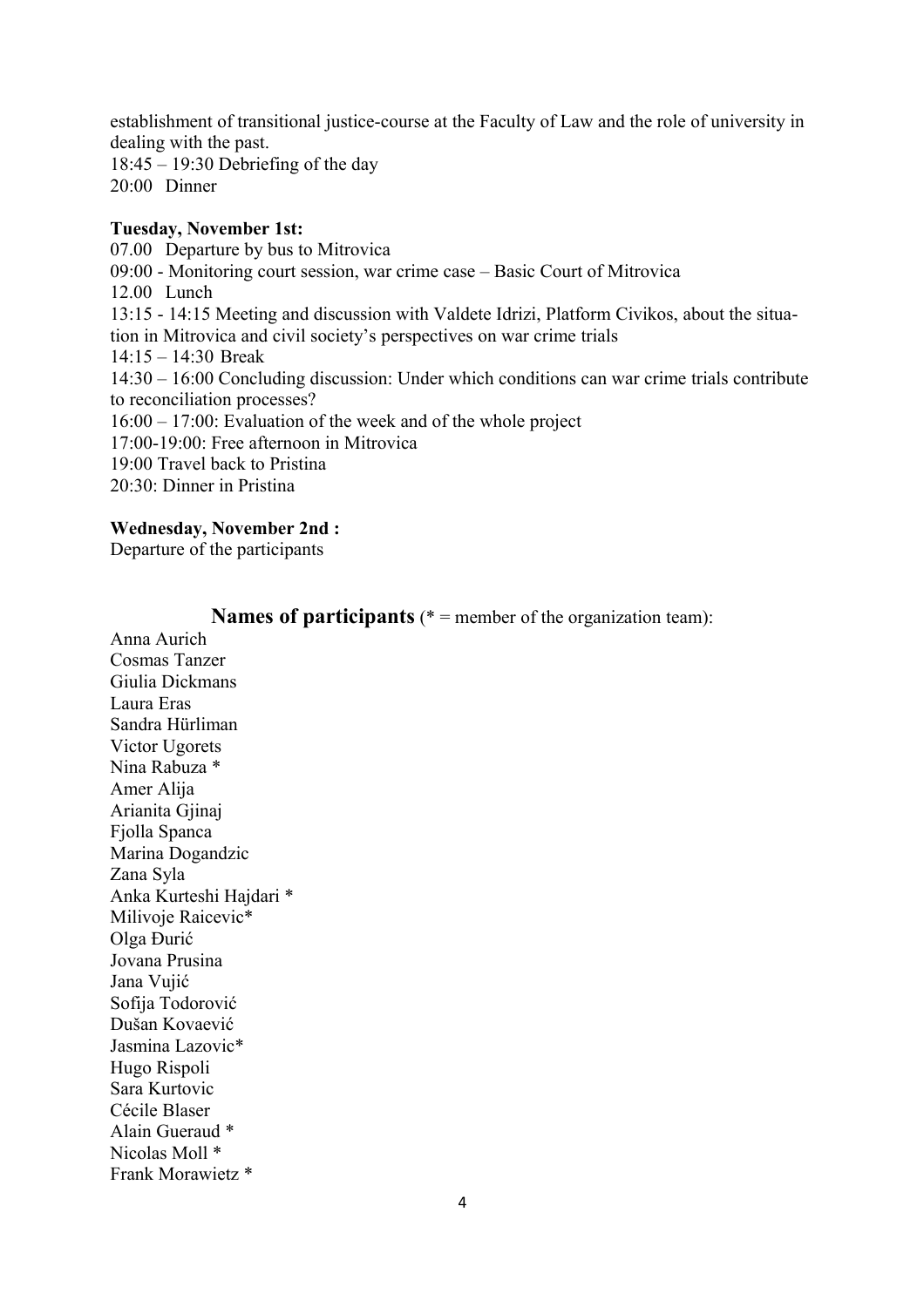establishment of transitional justice-course at the Faculty of Law and the role of university in dealing with the past.
18:45 – 19:30 Debriefing of the day
20:00 Dinner

**Tuesday, November 1st:**

07.00 Departure by bus to Mitrovica
09:00 - Monitoring court session, war crime case – Basic Court of Mitrovica
12.00 Lunch
13:15 - 14:15 Meeting and discussion with Valdete Idrizi, Platform Civikos, about the situation in Mitrovica and civil society's perspectives on war crime trials
14:15 – 14:30 Break
14:30 – 16:00 Concluding discussion: Under which conditions can war crime trials contribute to reconciliation processes?
16:00 – 17:00: Evaluation of the week and of the whole project
17:00-19:00: Free afternoon in Mitrovica
19:00 Travel back to Pristina
20:30: Dinner in Pristina

**Wednesday, November 2nd :**

Departure of the participants

**Names of participants** (* = member of the organization team):

Anna Aurich
Cosmas Tanzer
Giulia Dickmans
Laura Eras
Sandra Hürliman
Victor Ugorets
Nina Rabuza *
Amer Alija
Arianita Gjinaj
Fjolla Spanca
Marina Dogandzic
Zana Syla
Anka Kurteshi Hajdari *
Milivoje Raicevic*
Olga Đurić
Jovana Prusina
Jana Vujić
Sofija Todorović
Dušan Kovaević
Jasmina Lazovic*
Hugo Rispoli
Sara Kurtovic
Cécile Blaser
Alain Gueraud *
Nicolas Moll *
Frank Morawietz *